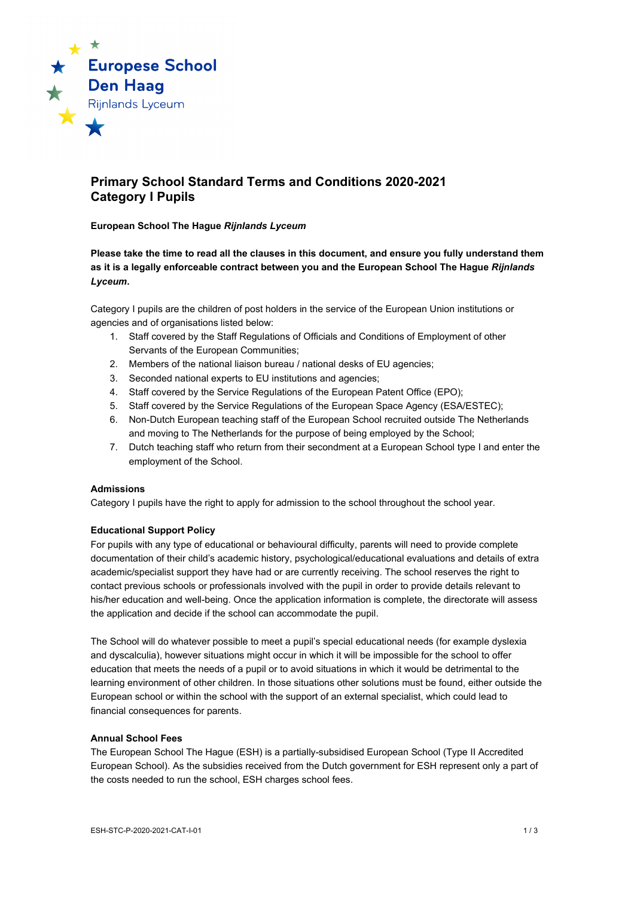Europese School Den Haag
Rijnlands Lyceum

# Primary School Standard Terms and Conditions 2020-2021
# Category I Pupils

**European School The Hague *Rijnlands Lyceum***

**Please take the time to read all the clauses in this document, and ensure you fully understand them as it is a legally enforceable contract between you and the European School The Hague *Rijnlands Lyceum*.**

Category I pupils are the children of post holders in the service of the European Union institutions or agencies and of organisations listed below:

1. Staff covered by the Staff Regulations of Officials and Conditions of Employment of other Servants of the European Communities;
2. Members of the national liaison bureau / national desks of EU agencies;
3. Seconded national experts to EU institutions and agencies;
4. Staff covered by the Service Regulations of the European Patent Office (EPO);
5. Staff covered by the Service Regulations of the European Space Agency (ESA/ESTEC);
6. Non-Dutch European teaching staff of the European School recruited outside The Netherlands and moving to The Netherlands for the purpose of being employed by the School;
7. Dutch teaching staff who return from their secondment at a European School type I and enter the employment of the School.

## Admissions

Category I pupils have the right to apply for admission to the school throughout the school year.

## Educational Support Policy

For pupils with any type of educational or behavioural difficulty, parents will need to provide complete documentation of their child's academic history, psychological/educational evaluations and details of extra academic/specialist support they have had or are currently receiving. The school reserves the right to contact previous schools or professionals involved with the pupil in order to provide details relevant to his/her education and well-being. Once the application information is complete, the directorate will assess the application and decide if the school can accommodate the pupil.

The School will do whatever possible to meet a pupil's special educational needs (for example dyslexia and dyscalculia), however situations might occur in which it will be impossible for the school to offer education that meets the needs of a pupil or to avoid situations in which it would be detrimental to the learning environment of other children. In those situations other solutions must be found, either outside the European school or within the school with the support of an external specialist, which could lead to financial consequences for parents.

## Annual School Fees

The European School The Hague (ESH) is a partially-subsidised European School (Type II Accredited European School). As the subsidies received from the Dutch government for ESH represent only a part of the costs needed to run the school, ESH charges school fees.

ESH-STC-P-2020-2021-CAT-I-01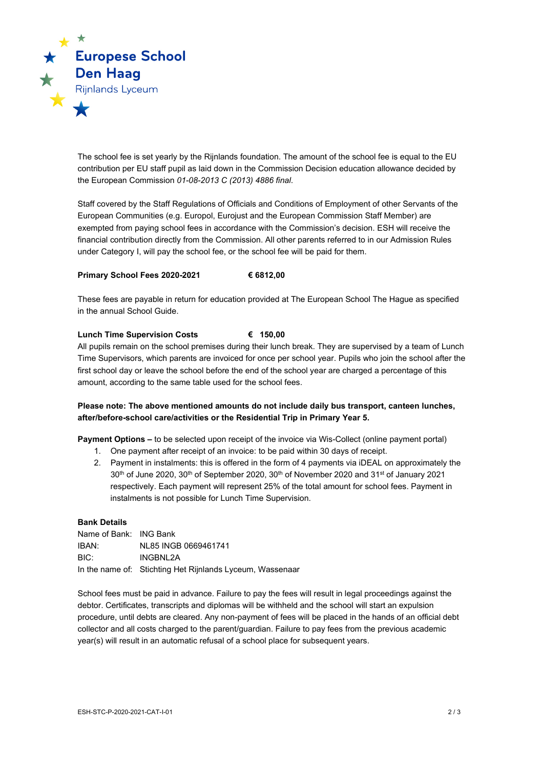Europese School Den Haag
Rijnlands Lyceum

The school fee is set yearly by the Rijnlands foundation. The amount of the school fee is equal to the EU contribution per EU staff pupil as laid down in the Commission Decision education allowance decided by the European Commission *01-08-2013 C (2013) 4886 final*.

Staff covered by the Staff Regulations of Officials and Conditions of Employment of other Servants of the European Communities (e.g. Europol, Eurojust and the European Commission Staff Member) are exempted from paying school fees in accordance with the Commission's decision. ESH will receive the financial contribution directly from the Commission. All other parents referred to in our Admission Rules under Category I, will pay the school fee, or the school fee will be paid for them.

**Primary School Fees 2020-2021** **€ 6812,00**

These fees are payable in return for education provided at The European School The Hague as specified in the annual School Guide.

**Lunch Time Supervision Costs** **€ 150,00**

All pupils remain on the school premises during their lunch break. They are supervised by a team of Lunch Time Supervisors, which parents are invoiced for once per school year. Pupils who join the school after the first school day or leave the school before the end of the school year are charged a percentage of this amount, according to the same table used for the school fees.

**Please note: The above mentioned amounts do not include daily bus transport, canteen lunches, after/before-school care/activities or the Residential Trip in Primary Year 5.**

**Payment Options –** to be selected upon receipt of the invoice via Wis-Collect (online payment portal)

1. One payment after receipt of an invoice: to be paid within 30 days of receipt.
2. Payment in instalments: this is offered in the form of 4 payments via iDEAL on approximately the 30th of June 2020, 30th of September 2020, 30th of November 2020 and 31st of January 2021 respectively. Each payment will represent 25% of the total amount for school fees. Payment in instalments is not possible for Lunch Time Supervision.

**Bank Details**

Name of Bank: ING Bank
IBAN: NL85 INGB 0669461741
BIC: INGBNL2A
In the name of: Stichting Het Rijnlands Lyceum, Wassenaar

School fees must be paid in advance. Failure to pay the fees will result in legal proceedings against the debtor. Certificates, transcripts and diplomas will be withheld and the school will start an expulsion procedure, until debts are cleared. Any non-payment of fees will be placed in the hands of an official debt collector and all costs charged to the parent/guardian. Failure to pay fees from the previous academic year(s) will result in an automatic refusal of a school place for subsequent years.

ESH-STC-P-2020-2021-CAT-I-01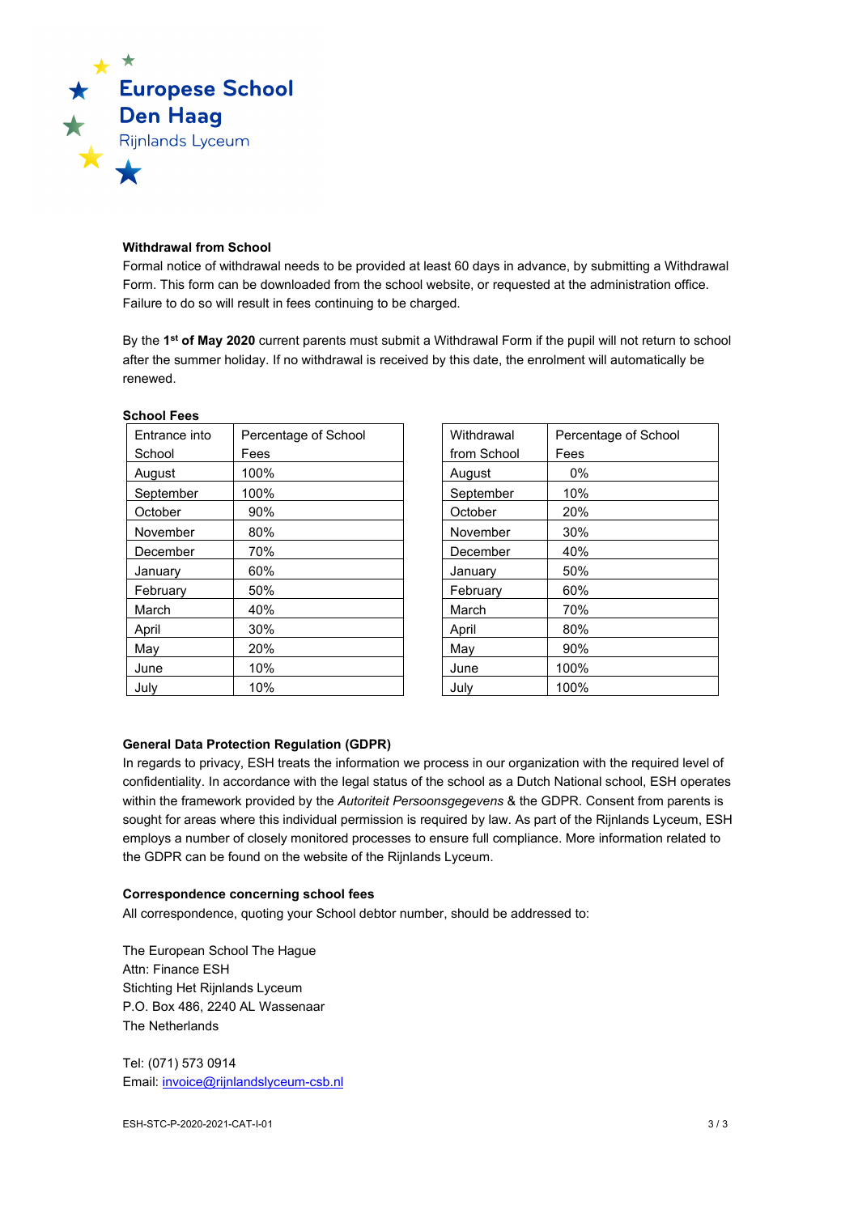**Withdrawal from School**

Formal notice of withdrawal needs to be provided at least 60 days in advance, by submitting a Withdrawal Form. This form can be downloaded from the school website, or requested at the administration office. Failure to do so will result in fees continuing to be charged.

By the **1st of May 2020** current parents must submit a Withdrawal Form if the pupil will not return to school after the summer holiday. If no withdrawal is received by this date, the enrolment will automatically be renewed.

**School Fees**

| Entrance into School | Percentage of School Fees |
|---|---|
| August | 100% |
| September | 100% |
| October | 90% |
| November | 80% |
| December | 70% |
| January | 60% |
| February | 50% |
| March | 40% |
| April | 30% |
| May | 20% |
| June | 10% |
| July | 10% |

| Withdrawal from School | Percentage of School Fees |
|---|---|
| August | 0% |
| September | 10% |
| October | 20% |
| November | 30% |
| December | 40% |
| January | 50% |
| February | 60% |
| March | 70% |
| April | 80% |
| May | 90% |
| June | 100% |
| July | 100% |

**General Data Protection Regulation (GDPR)**

In regards to privacy, ESH treats the information we process in our organization with the required level of confidentiality. In accordance with the legal status of the school as a Dutch National school, ESH operates within the framework provided by the *Autoriteit Persoonsgegevens* & the GDPR. Consent from parents is sought for areas where this individual permission is required by law. As part of the Rijnlands Lyceum, ESH employs a number of closely monitored processes to ensure full compliance. More information related to the GDPR can be found on the website of the Rijnlands Lyceum.

**Correspondence concerning school fees**

All correspondence, quoting your School debtor number, should be addressed to:

The European School The Hague
Attn: Finance ESH
Stichting Het Rijnlands Lyceum
P.O. Box 486, 2240 AL Wassenaar
The Netherlands

Tel: (071) 573 0914
Email: invoice@rijnlandslyceum-csb.nl

ESH-STC-P-2020-2021-CAT-I-01